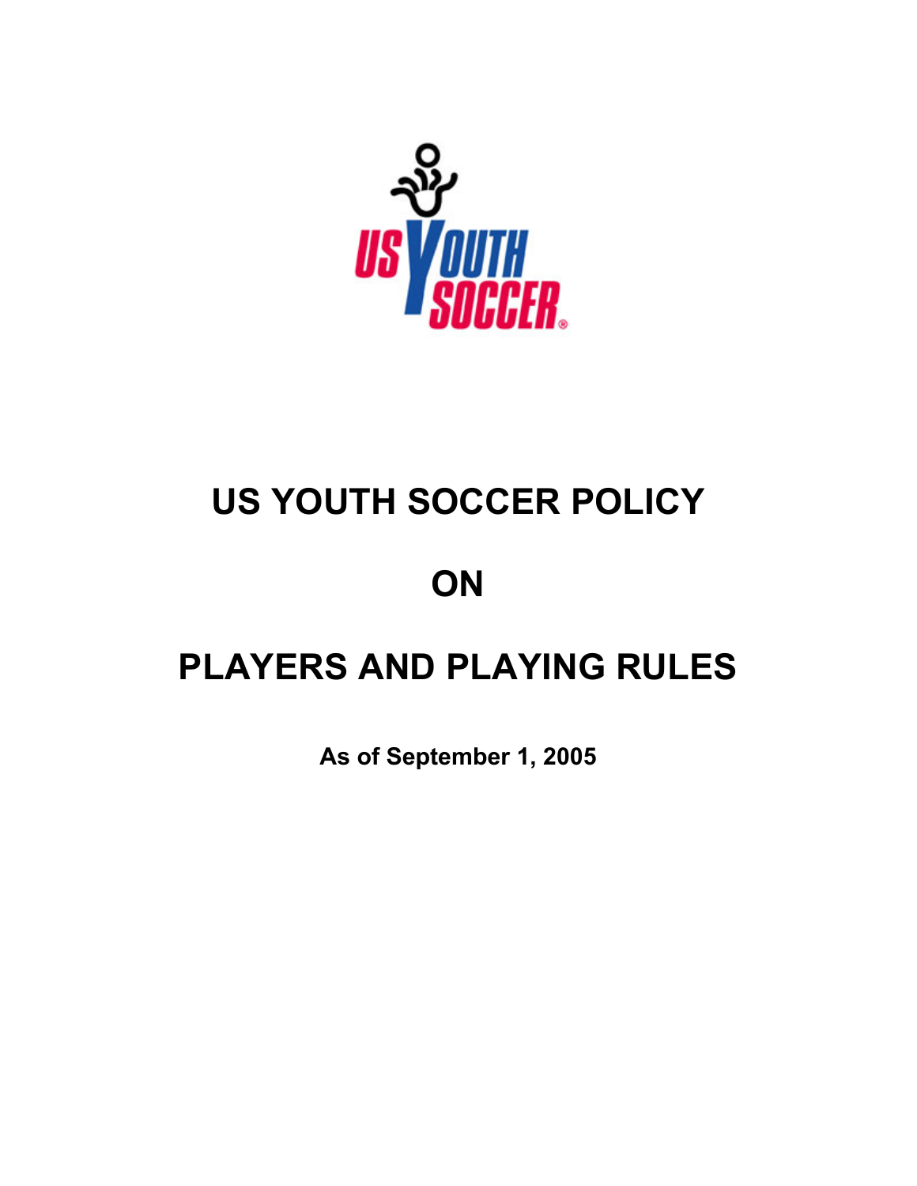# US YOUTH SOCCER POLICY

# ON

# PLAYERS AND PLAYING RULES

**As of September 1, 2005**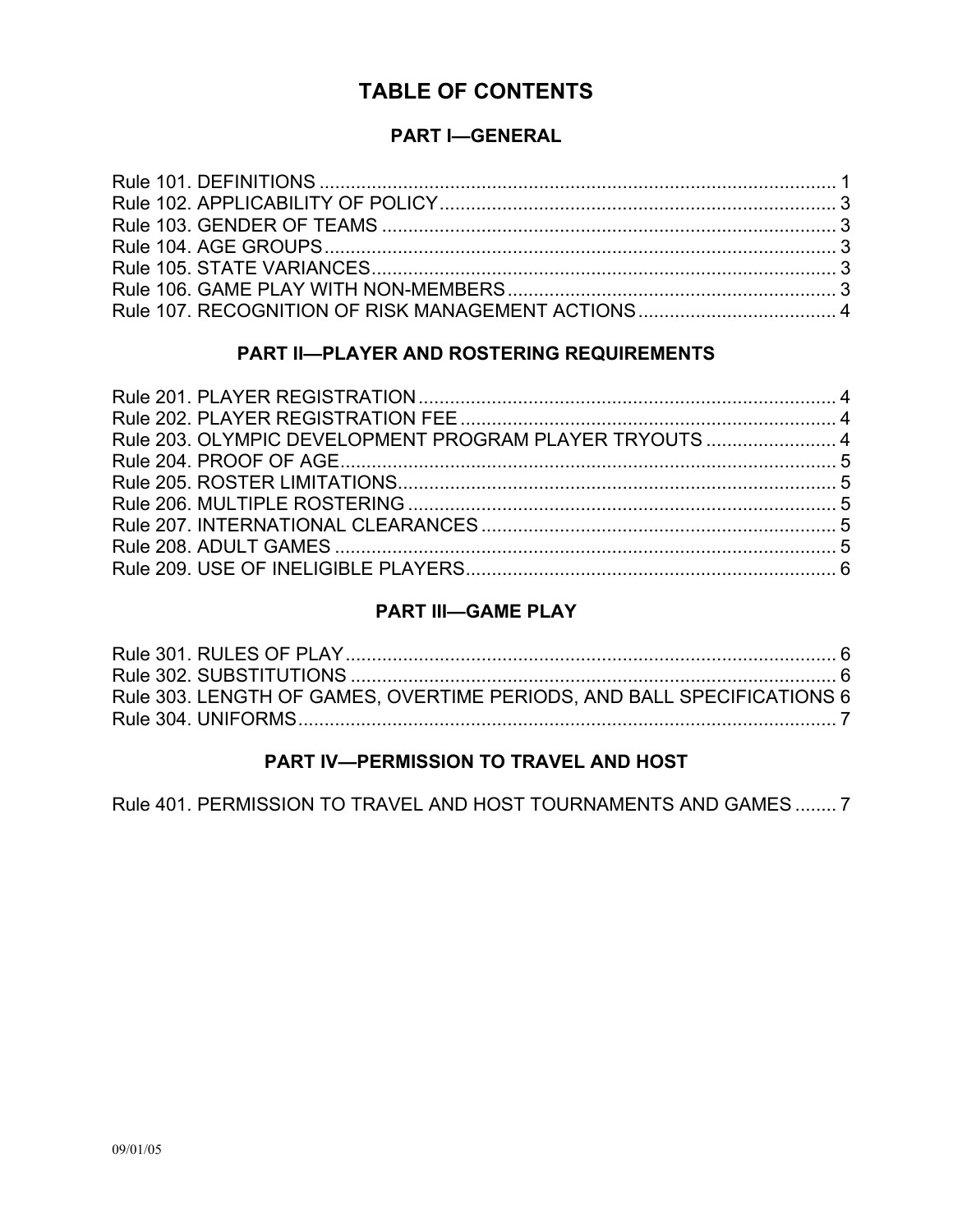# TABLE OF CONTENTS

## PART I—GENERAL

Rule 101. DEFINITIONS .......... 1
Rule 102. APPLICABILITY OF POLICY .......... 3
Rule 103. GENDER OF TEAMS .......... 3
Rule 104. AGE GROUPS .......... 3
Rule 105. STATE VARIANCES .......... 3
Rule 106. GAME PLAY WITH NON-MEMBERS .......... 3
Rule 107. RECOGNITION OF RISK MANAGEMENT ACTIONS .......... 4

## PART II—PLAYER AND ROSTERING REQUIREMENTS

Rule 201. PLAYER REGISTRATION .......... 4
Rule 202. PLAYER REGISTRATION FEE .......... 4
Rule 203. OLYMPIC DEVELOPMENT PROGRAM PLAYER TRYOUTS .......... 4
Rule 204. PROOF OF AGE .......... 5
Rule 205. ROSTER LIMITATIONS .......... 5
Rule 206. MULTIPLE ROSTERING .......... 5
Rule 207. INTERNATIONAL CLEARANCES .......... 5
Rule 208. ADULT GAMES .......... 5
Rule 209. USE OF INELIGIBLE PLAYERS .......... 6

## PART III—GAME PLAY

Rule 301. RULES OF PLAY .......... 6
Rule 302. SUBSTITUTIONS .......... 6
Rule 303. LENGTH OF GAMES, OVERTIME PERIODS, AND BALL SPECIFICATIONS 6
Rule 304. UNIFORMS .......... 7

## PART IV—PERMISSION TO TRAVEL AND HOST

Rule 401. PERMISSION TO TRAVEL AND HOST TOURNAMENTS AND GAMES .......... 7

09/01/05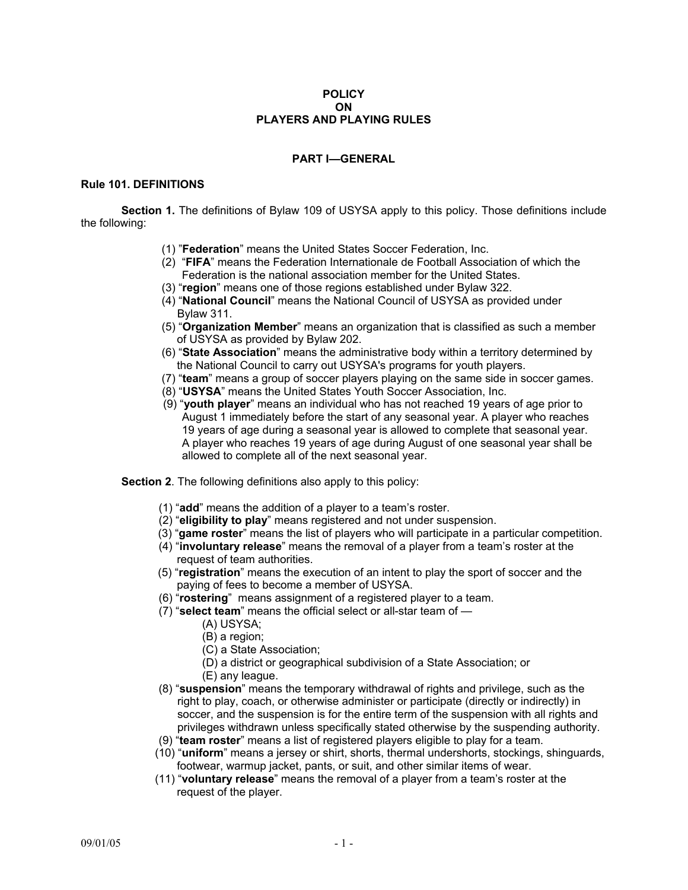# POLICY ON PLAYERS AND PLAYING RULES

## PART I—GENERAL

### Rule 101. DEFINITIONS

**Section 1.** The definitions of Bylaw 109 of USYSA apply to this policy. Those definitions include the following:

(1) "**Federation**" means the United States Soccer Federation, Inc.
(2) "**FIFA**" means the Federation Internationale de Football Association of which the Federation is the national association member for the United States.
(3) "**region**" means one of those regions established under Bylaw 322.
(4) "**National Council**" means the National Council of USYSA as provided under Bylaw 311.
(5) "**Organization Member**" means an organization that is classified as such a member of USYSA as provided by Bylaw 202.
(6) "**State Association**" means the administrative body within a territory determined by the National Council to carry out USYSA's programs for youth players.
(7) "**team**" means a group of soccer players playing on the same side in soccer games.
(8) "**USYSA**" means the United States Youth Soccer Association, Inc.
(9) "**youth player**" means an individual who has not reached 19 years of age prior to August 1 immediately before the start of any seasonal year. A player who reaches 19 years of age during a seasonal year is allowed to complete that seasonal year. A player who reaches 19 years of age during August of one seasonal year shall be allowed to complete all of the next seasonal year.

**Section 2**. The following definitions also apply to this policy:

(1) "**add**" means the addition of a player to a team's roster.
(2) "**eligibility to play**" means registered and not under suspension.
(3) "**game roster**" means the list of players who will participate in a particular competition.
(4) "**involuntary release**" means the removal of a player from a team's roster at the request of team authorities.
(5) "**registration**" means the execution of an intent to play the sport of soccer and the paying of fees to become a member of USYSA.
(6) "**rostering**" means assignment of a registered player to a team.
(7) "**select team**" means the official select or all-star team of —
   (A) USYSA;
   (B) a region;
   (C) a State Association;
   (D) a district or geographical subdivision of a State Association; or
   (E) any league.
(8) "**suspension**" means the temporary withdrawal of rights and privilege, such as the right to play, coach, or otherwise administer or participate (directly or indirectly) in soccer, and the suspension is for the entire term of the suspension with all rights and privileges withdrawn unless specifically stated otherwise by the suspending authority.
(9) "**team roster**" means a list of registered players eligible to play for a team.
(10) "**uniform**" means a jersey or shirt, shorts, thermal undershorts, stockings, shinguards, footwear, warmup jacket, pants, or suit, and other similar items of wear.
(11) "**voluntary release**" means the removal of a player from a team's roster at the request of the player.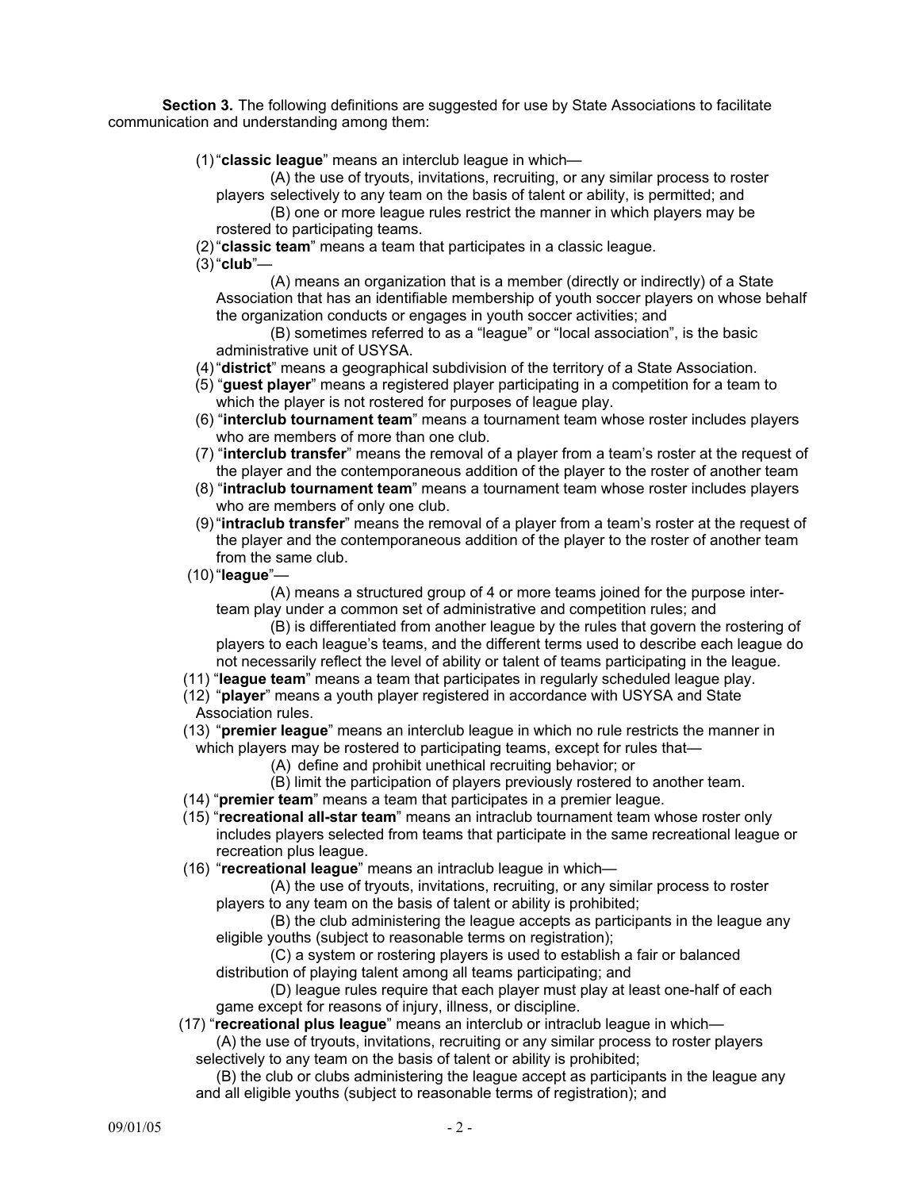**Section 3.** The following definitions are suggested for use by State Associations to facilitate communication and understanding among them:

(1) "**classic league**" means an interclub league in which—

(A) the use of tryouts, invitations, recruiting, or any similar process to roster players selectively to any team on the basis of talent or ability, is permitted; and

(B) one or more league rules restrict the manner in which players may be rostered to participating teams.

(2) "**classic team**" means a team that participates in a classic league.

(3) "**club**"—

(A) means an organization that is a member (directly or indirectly) of a State Association that has an identifiable membership of youth soccer players on whose behalf the organization conducts or engages in youth soccer activities; and

(B) sometimes referred to as a "league" or "local association", is the basic administrative unit of USYSA.

(4) "**district**" means a geographical subdivision of the territory of a State Association.

(5) "**guest player**" means a registered player participating in a competition for a team to which the player is not rostered for purposes of league play.

(6) "**interclub tournament team**" means a tournament team whose roster includes players who are members of more than one club.

(7) "**interclub transfer**" means the removal of a player from a team's roster at the request of the player and the contemporaneous addition of the player to the roster of another team

(8) "**intraclub tournament team**" means a tournament team whose roster includes players who are members of only one club.

(9) "**intraclub transfer**" means the removal of a player from a team's roster at the request of the player and the contemporaneous addition of the player to the roster of another team from the same club.

(10) "**league**"—

(A) means a structured group of 4 or more teams joined for the purpose inter-team play under a common set of administrative and competition rules; and

(B) is differentiated from another league by the rules that govern the rostering of players to each league's teams, and the different terms used to describe each league do not necessarily reflect the level of ability or talent of teams participating in the league.

(11) "**league team**" means a team that participates in regularly scheduled league play.

(12) "**player**" means a youth player registered in accordance with USYSA and State Association rules.

(13) "**premier league**" means an interclub league in which no rule restricts the manner in which players may be rostered to participating teams, except for rules that—

(A) define and prohibit unethical recruiting behavior; or

(B) limit the participation of players previously rostered to another team.

(14) "**premier team**" means a team that participates in a premier league.

(15) "**recreational all-star team**" means an intraclub tournament team whose roster only includes players selected from teams that participate in the same recreational league or recreation plus league.

(16) "**recreational league**" means an intraclub league in which—

(A) the use of tryouts, invitations, recruiting, or any similar process to roster players to any team on the basis of talent or ability is prohibited;

(B) the club administering the league accepts as participants in the league any eligible youths (subject to reasonable terms on registration);

(C) a system or rostering players is used to establish a fair or balanced distribution of playing talent among all teams participating; and

(D) league rules require that each player must play at least one-half of each game except for reasons of injury, illness, or discipline.

(17) "**recreational plus league**" means an interclub or intraclub league in which—

(A) the use of tryouts, invitations, recruiting or any similar process to roster players selectively to any team on the basis of talent or ability is prohibited;

(B) the club or clubs administering the league accept as participants in the league any and all eligible youths (subject to reasonable terms of registration); and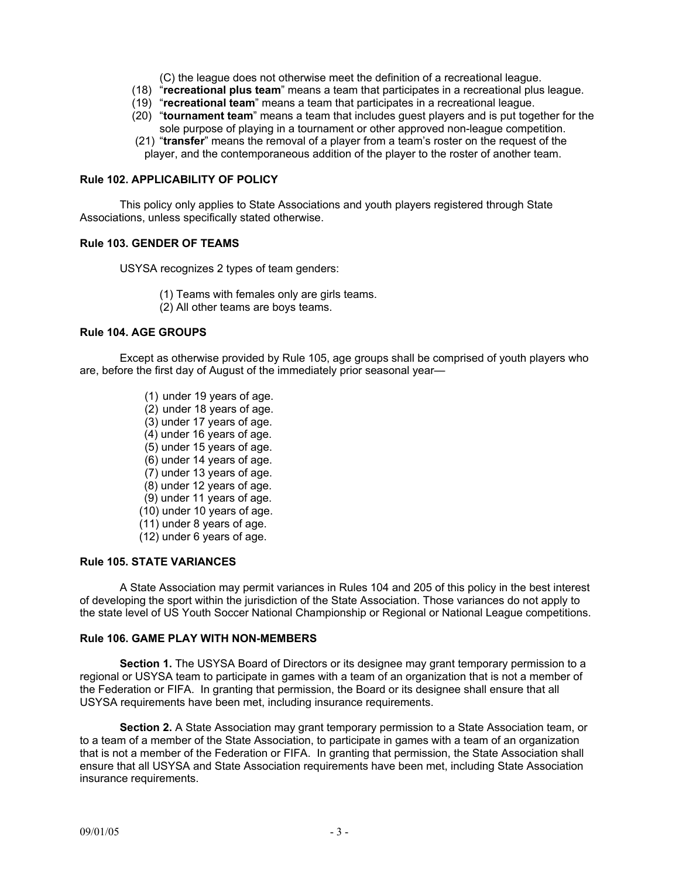(C) the league does not otherwise meet the definition of a recreational league.

(18) "**recreational plus team**" means a team that participates in a recreational plus league.

(19) "**recreational team**" means a team that participates in a recreational league.

(20) "**tournament team**" means a team that includes guest players and is put together for the sole purpose of playing in a tournament or other approved non-league competition.

(21) "**transfer**" means the removal of a player from a team's roster on the request of the player, and the contemporaneous addition of the player to the roster of another team.

**Rule 102. APPLICABILITY OF POLICY**

This policy only applies to State Associations and youth players registered through State Associations, unless specifically stated otherwise.

**Rule 103. GENDER OF TEAMS**

USYSA recognizes 2 types of team genders:

(1) Teams with females only are girls teams.
(2) All other teams are boys teams.

**Rule 104. AGE GROUPS**

Except as otherwise provided by Rule 105, age groups shall be comprised of youth players who are, before the first day of August of the immediately prior seasonal year—

(1) under 19 years of age.
(2) under 18 years of age.
(3) under 17 years of age.
(4) under 16 years of age.
(5) under 15 years of age.
(6) under 14 years of age.
(7) under 13 years of age.
(8) under 12 years of age.
(9) under 11 years of age.
(10) under 10 years of age.
(11) under 8 years of age.
(12) under 6 years of age.

**Rule 105. STATE VARIANCES**

A State Association may permit variances in Rules 104 and 205 of this policy in the best interest of developing the sport within the jurisdiction of the State Association. Those variances do not apply to the state level of US Youth Soccer National Championship or Regional or National League competitions.

**Rule 106. GAME PLAY WITH NON-MEMBERS**

**Section 1.** The USYSA Board of Directors or its designee may grant temporary permission to a regional or USYSA team to participate in games with a team of an organization that is not a member of the Federation or FIFA. In granting that permission, the Board or its designee shall ensure that all USYSA requirements have been met, including insurance requirements.

**Section 2.** A State Association may grant temporary permission to a State Association team, or to a team of a member of the State Association, to participate in games with a team of an organization that is not a member of the Federation or FIFA. In granting that permission, the State Association shall ensure that all USYSA and State Association requirements have been met, including State Association insurance requirements.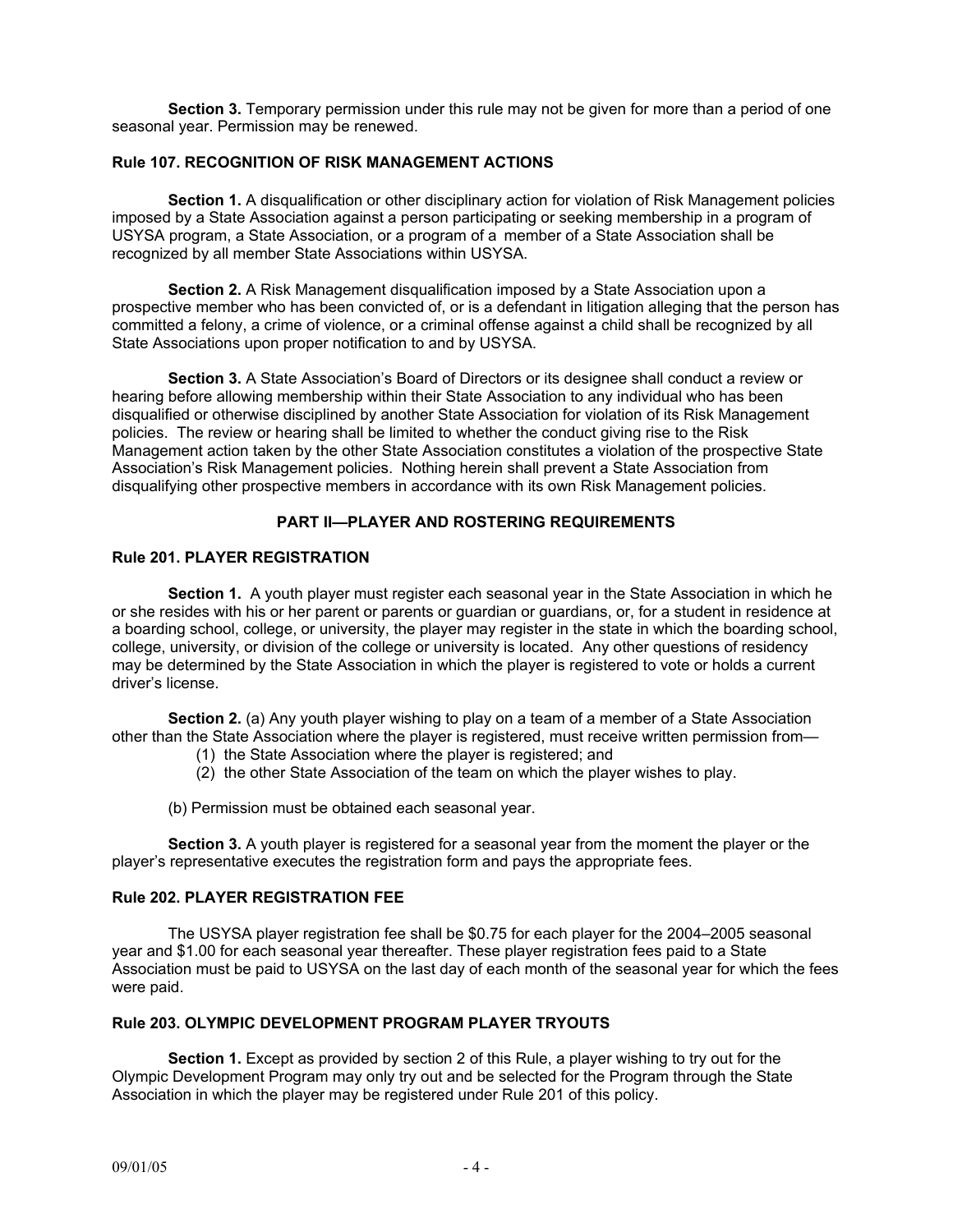**Section 3.** Temporary permission under this rule may not be given for more than a period of one seasonal year. Permission may be renewed.

### Rule 107. RECOGNITION OF RISK MANAGEMENT ACTIONS

**Section 1.** A disqualification or other disciplinary action for violation of Risk Management policies imposed by a State Association against a person participating or seeking membership in a program of USYSA program, a State Association, or a program of a member of a State Association shall be recognized by all member State Associations within USYSA.

**Section 2.** A Risk Management disqualification imposed by a State Association upon a prospective member who has been convicted of, or is a defendant in litigation alleging that the person has committed a felony, a crime of violence, or a criminal offense against a child shall be recognized by all State Associations upon proper notification to and by USYSA.

**Section 3.** A State Association's Board of Directors or its designee shall conduct a review or hearing before allowing membership within their State Association to any individual who has been disqualified or otherwise disciplined by another State Association for violation of its Risk Management policies. The review or hearing shall be limited to whether the conduct giving rise to the Risk Management action taken by the other State Association constitutes a violation of the prospective State Association's Risk Management policies. Nothing herein shall prevent a State Association from disqualifying other prospective members in accordance with its own Risk Management policies.

## PART II—PLAYER AND ROSTERING REQUIREMENTS

### Rule 201. PLAYER REGISTRATION

**Section 1.** A youth player must register each seasonal year in the State Association in which he or she resides with his or her parent or parents or guardian or guardians, or, for a student in residence at a boarding school, college, or university, the player may register in the state in which the boarding school, college, university, or division of the college or university is located. Any other questions of residency may be determined by the State Association in which the player is registered to vote or holds a current driver's license.

**Section 2.** (a) Any youth player wishing to play on a team of a member of a State Association other than the State Association where the player is registered, must receive written permission from—

(1) the State Association where the player is registered; and
(2) the other State Association of the team on which the player wishes to play.

(b) Permission must be obtained each seasonal year.

**Section 3.** A youth player is registered for a seasonal year from the moment the player or the player's representative executes the registration form and pays the appropriate fees.

### Rule 202. PLAYER REGISTRATION FEE

The USYSA player registration fee shall be $0.75 for each player for the 2004–2005 seasonal year and $1.00 for each seasonal year thereafter. These player registration fees paid to a State Association must be paid to USYSA on the last day of each month of the seasonal year for which the fees were paid.

### Rule 203. OLYMPIC DEVELOPMENT PROGRAM PLAYER TRYOUTS

**Section 1.** Except as provided by section 2 of this Rule, a player wishing to try out for the Olympic Development Program may only try out and be selected for the Program through the State Association in which the player may be registered under Rule 201 of this policy.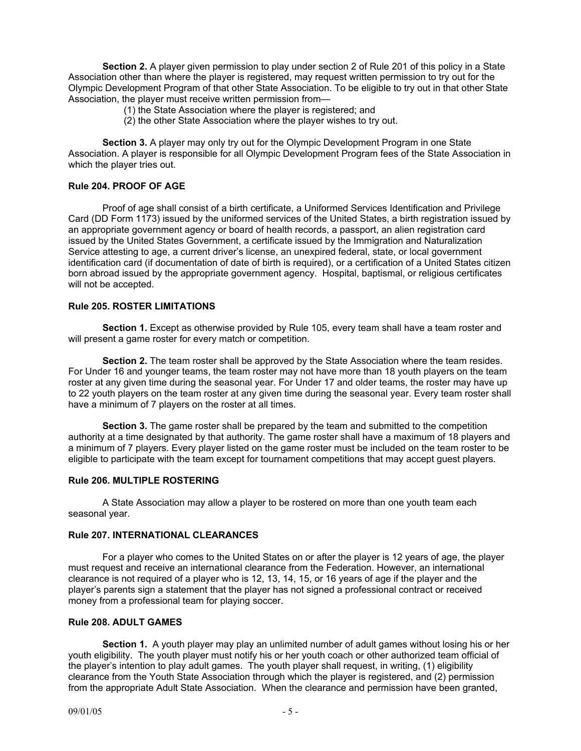**Section 2.** A player given permission to play under section 2 of Rule 201 of this policy in a State Association other than where the player is registered, may request written permission to try out for the Olympic Development Program of that other State Association. To be eligible to try out in that other State Association, the player must receive written permission from—

(1) the State Association where the player is registered; and
(2) the other State Association where the player wishes to try out.

**Section 3.** A player may only try out for the Olympic Development Program in one State Association. A player is responsible for all Olympic Development Program fees of the State Association in which the player tries out.

### Rule 204. PROOF OF AGE

Proof of age shall consist of a birth certificate, a Uniformed Services Identification and Privilege Card (DD Form 1173) issued by the uniformed services of the United States, a birth registration issued by an appropriate government agency or board of health records, a passport, an alien registration card issued by the United States Government, a certificate issued by the Immigration and Naturalization Service attesting to age, a current driver's license, an unexpired federal, state, or local government identification card (if documentation of date of birth is required), or a certification of a United States citizen born abroad issued by the appropriate government agency. Hospital, baptismal, or religious certificates will not be accepted.

### Rule 205. ROSTER LIMITATIONS

**Section 1.** Except as otherwise provided by Rule 105, every team shall have a team roster and will present a game roster for every match or competition.

**Section 2.** The team roster shall be approved by the State Association where the team resides. For Under 16 and younger teams, the team roster may not have more than 18 youth players on the team roster at any given time during the seasonal year. For Under 17 and older teams, the roster may have up to 22 youth players on the team roster at any given time during the seasonal year. Every team roster shall have a minimum of 7 players on the roster at all times.

**Section 3.** The game roster shall be prepared by the team and submitted to the competition authority at a time designated by that authority. The game roster shall have a maximum of 18 players and a minimum of 7 players. Every player listed on the game roster must be included on the team roster to be eligible to participate with the team except for tournament competitions that may accept guest players.

### Rule 206. MULTIPLE ROSTERING

A State Association may allow a player to be rostered on more than one youth team each seasonal year.

### Rule 207. INTERNATIONAL CLEARANCES

For a player who comes to the United States on or after the player is 12 years of age, the player must request and receive an international clearance from the Federation. However, an international clearance is not required of a player who is 12, 13, 14, 15, or 16 years of age if the player and the player's parents sign a statement that the player has not signed a professional contract or received money from a professional team for playing soccer.

### Rule 208. ADULT GAMES

**Section 1.** A youth player may play an unlimited number of adult games without losing his or her youth eligibility. The youth player must notify his or her youth coach or other authorized team official of the player's intention to play adult games. The youth player shall request, in writing, (1) eligibility clearance from the Youth State Association through which the player is registered, and (2) permission from the appropriate Adult State Association. When the clearance and permission have been granted,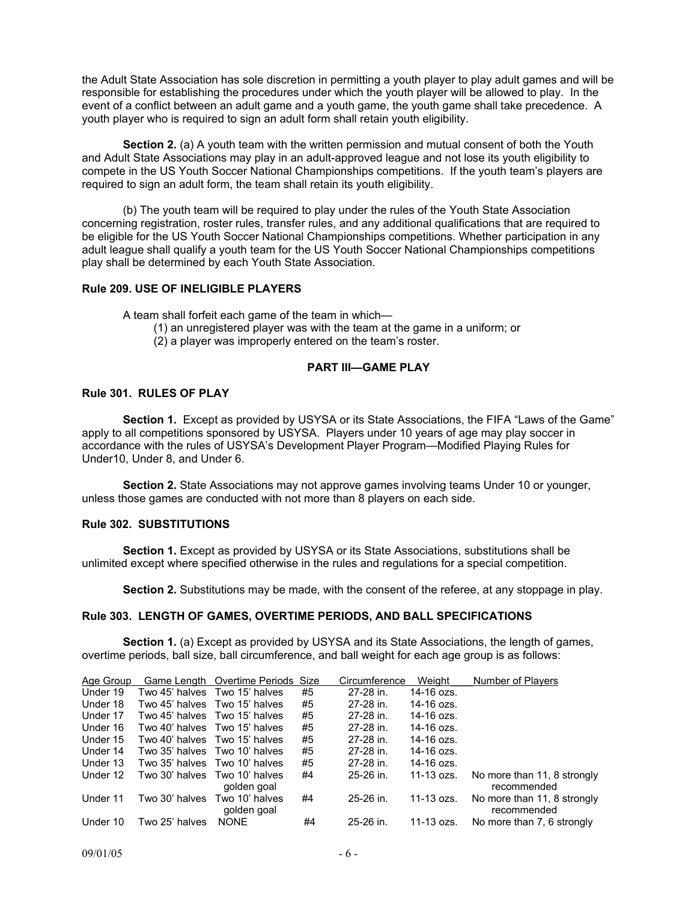the Adult State Association has sole discretion in permitting a youth player to play adult games and will be responsible for establishing the procedures under which the youth player will be allowed to play. In the event of a conflict between an adult game and a youth game, the youth game shall take precedence. A youth player who is required to sign an adult form shall retain youth eligibility.

**Section 2.** (a) A youth team with the written permission and mutual consent of both the Youth and Adult State Associations may play in an adult-approved league and not lose its youth eligibility to compete in the US Youth Soccer National Championships competitions. If the youth team's players are required to sign an adult form, the team shall retain its youth eligibility.

(b) The youth team will be required to play under the rules of the Youth State Association concerning registration, roster rules, transfer rules, and any additional qualifications that are required to be eligible for the US Youth Soccer National Championships competitions. Whether participation in any adult league shall qualify a youth team for the US Youth Soccer National Championships competitions play shall be determined by each Youth State Association.

### Rule 209. USE OF INELIGIBLE PLAYERS

A team shall forfeit each game of the team in which—

(1) an unregistered player was with the team at the game in a uniform; or
(2) a player was improperly entered on the team's roster.

## PART III—GAME PLAY

### Rule 301. RULES OF PLAY

**Section 1.** Except as provided by USYSA or its State Associations, the FIFA "Laws of the Game" apply to all competitions sponsored by USYSA. Players under 10 years of age may play soccer in accordance with the rules of USYSA's Development Player Program—Modified Playing Rules for Under10, Under 8, and Under 6.

**Section 2.** State Associations may not approve games involving teams Under 10 or younger, unless those games are conducted with not more than 8 players on each side.

### Rule 302. SUBSTITUTIONS

**Section 1.** Except as provided by USYSA or its State Associations, substitutions shall be unlimited except where specified otherwise in the rules and regulations for a special competition.

**Section 2.** Substitutions may be made, with the consent of the referee, at any stoppage in play.

### Rule 303. LENGTH OF GAMES, OVERTIME PERIODS, AND BALL SPECIFICATIONS

**Section 1.** (a) Except as provided by USYSA and its State Associations, the length of games, overtime periods, ball size, ball circumference, and ball weight for each age group is as follows:

| Age Group | Game Length | Overtime Periods | Size | Circumference | Weight | Number of Players |
|---|---|---|---|---|---|---|
| Under 19 | Two 45' halves | Two 15' halves | #5 | 27-28 in. | 14-16 ozs. | |
| Under 18 | Two 45' halves | Two 15' halves | #5 | 27-28 in. | 14-16 ozs. | |
| Under 17 | Two 45' halves | Two 15' halves | #5 | 27-28 in. | 14-16 ozs. | |
| Under 16 | Two 40' halves | Two 15' halves | #5 | 27-28 in. | 14-16 ozs. | |
| Under 15 | Two 40' halves | Two 15' halves | #5 | 27-28 in. | 14-16 ozs. | |
| Under 14 | Two 35' halves | Two 10' halves | #5 | 27-28 in. | 14-16 ozs. | |
| Under 13 | Two 35' halves | Two 10' halves | #5 | 27-28 in. | 14-16 ozs. | |
| Under 12 | Two 30' halves | Two 10' halves golden goal | #4 | 25-26 in. | 11-13 ozs. | No more than 11, 8 strongly recommended |
| Under 11 | Two 30' halves | Two 10' halves golden goal | #4 | 25-26 in. | 11-13 ozs. | No more than 11, 8 strongly recommended |
| Under 10 | Two 25' halves | NONE | #4 | 25-26 in. | 11-13 ozs. | No more than 7, 6 strongly |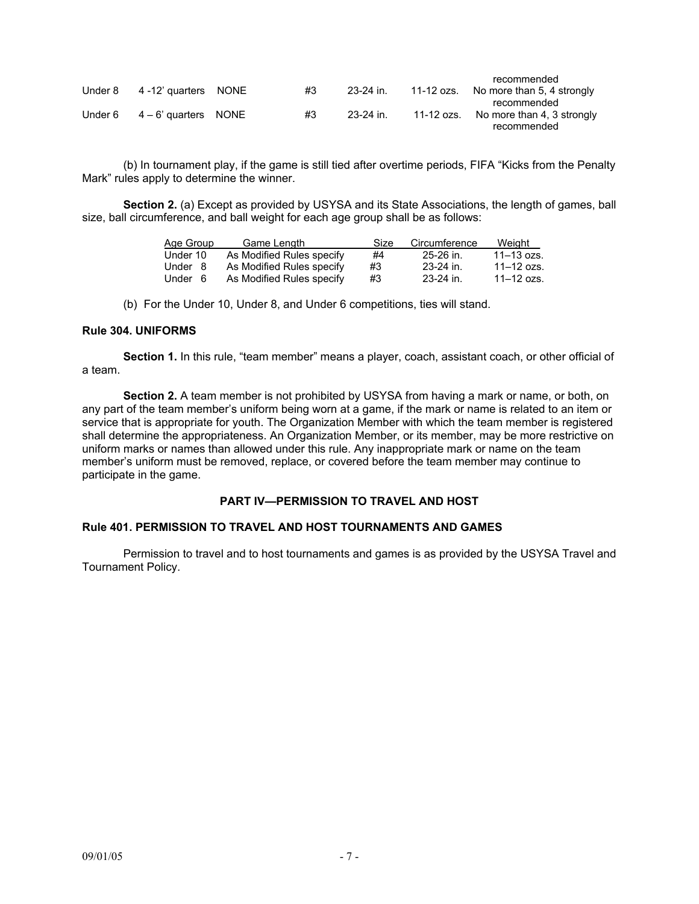| | | | | | | |
|---|---|---|---|---|---|---|
| | | | | | | recommended |
| Under 8 | 4 -12' quarters | NONE | #3 | 23-24 in. | 11-12 ozs. | No more than 5, 4 strongly recommended |
| Under 6 | 4 – 6' quarters | NONE | #3 | 23-24 in. | 11-12 ozs. | No more than 4, 3 strongly recommended |

(b) In tournament play, if the game is still tied after overtime periods, FIFA "Kicks from the Penalty Mark" rules apply to determine the winner.

**Section 2.** (a) Except as provided by USYSA and its State Associations, the length of games, ball size, ball circumference, and ball weight for each age group shall be as follows:

| Age Group | Game Length | Size | Circumference | Weight |
|---|---|---|---|---|
| Under 10 | As Modified Rules specify | #4 | 25-26 in. | 11–13 ozs. |
| Under 8 | As Modified Rules specify | #3 | 23-24 in. | 11–12 ozs. |
| Under 6 | As Modified Rules specify | #3 | 23-24 in. | 11–12 ozs. |

(b) For the Under 10, Under 8, and Under 6 competitions, ties will stand.

**Rule 304. UNIFORMS**

**Section 1.** In this rule, "team member" means a player, coach, assistant coach, or other official of a team.

**Section 2.** A team member is not prohibited by USYSA from having a mark or name, or both, on any part of the team member's uniform being worn at a game, if the mark or name is related to an item or service that is appropriate for youth. The Organization Member with which the team member is registered shall determine the appropriateness. An Organization Member, or its member, may be more restrictive on uniform marks or names than allowed under this rule. Any inappropriate mark or name on the team member's uniform must be removed, replace, or covered before the team member may continue to participate in the game.

## PART IV—PERMISSION TO TRAVEL AND HOST

**Rule 401. PERMISSION TO TRAVEL AND HOST TOURNAMENTS AND GAMES**

Permission to travel and to host tournaments and games is as provided by the USYSA Travel and Tournament Policy.